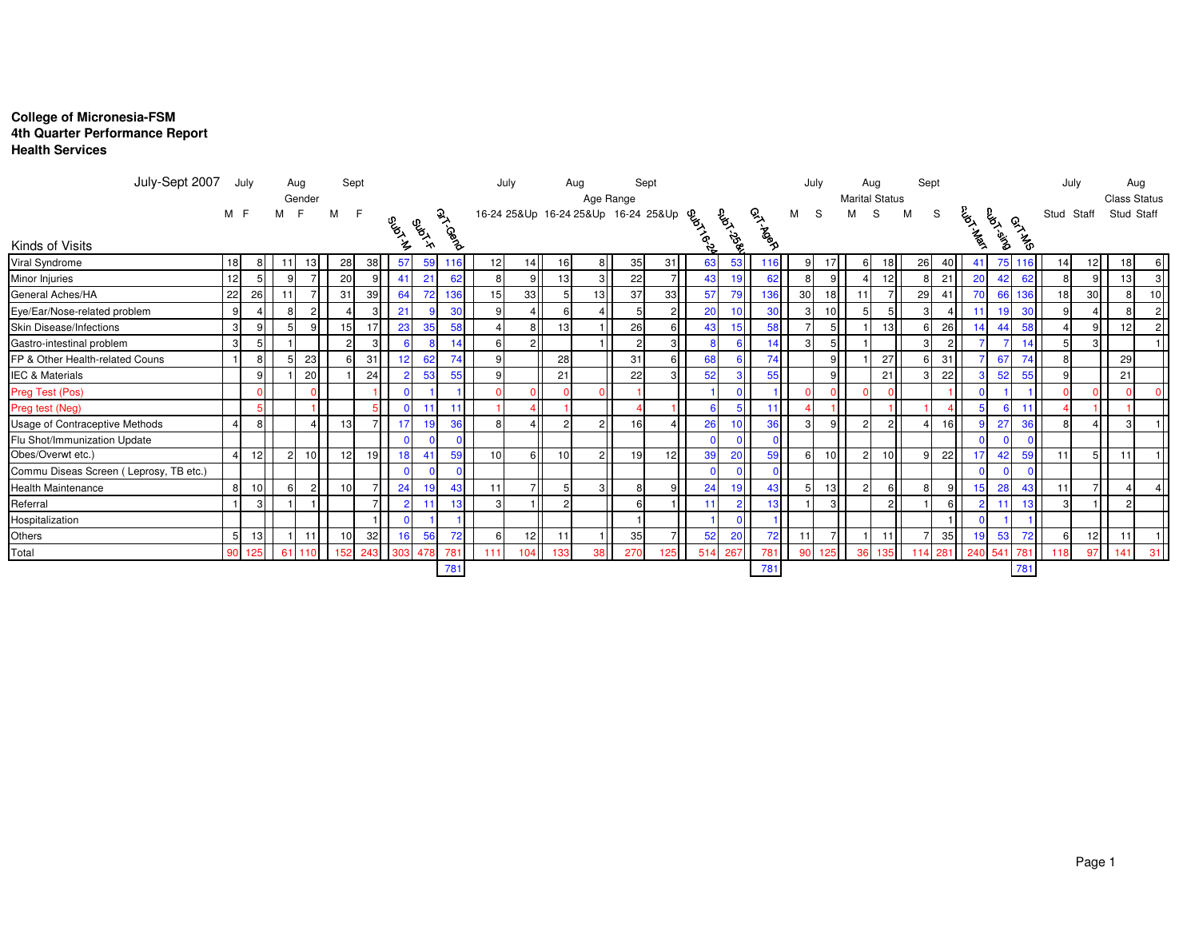**College of Micronesia-FSM**
**4th Quarter Performance Report**
**Health Services**

| July-Sept 2007 | Gender | | | | | | | | | Age Range | | | | | | | | | Marital Status | | | | | | | | | Class Status | | | |
|---|---|---|---|---|---|---|---|---|---|---|---|---|---|---|---|---|---|---|---|---|---|---|---|---|---|---|---|---|---|---|---|
| | July | | Aug | | Sept | | | | | July | | Aug | | Sept | | | | | July | | Aug | | Sept | | | | | July | | Aug | |
| Kinds of Visits | M | F | M | F | M | F | SubT-M | SubT-F | GrT-Gend | 16-24 | 25&Up | 16-24 | 25&Up | 16-24 | 25&Up | SubT16-24 | SubT-25&Up | GrT-AgeR | M | S | M | S | M | S | SubT-Marr | SubT-sing | GrT-MS | Stud | Staff | Stud | Staff |
| Viral Syndrome | 18 | 8 | 11 | 13 | 28 | 38 | 57 | 59 | 116 | 12 | 14 | 16 | 8 | 35 | 31 | 63 | 53 | 116 | 9 | 17 | 6 | 18 | 26 | 40 | 41 | 75 | 116 | 14 | 12 | 18 | 6 |
| Minor Injuries | 12 | 5 | 9 | 7 | 20 | 9 | 41 | 21 | 62 | 8 | 9 | 13 | 3 | 22 | 7 | 43 | 19 | 62 | 8 | 9 | 4 | 12 | 8 | 21 | 20 | 42 | 62 | 8 | 9 | 13 | 3 |
| General Aches/HA | 22 | 26 | 11 | 7 | 31 | 39 | 64 | 72 | 136 | 15 | 33 | 5 | 13 | 37 | 33 | 57 | 79 | 136 | 30 | 18 | 11 | 7 | 29 | 41 | 70 | 66 | 136 | 18 | 30 | 8 | 10 |
| Eye/Ear/Nose-related problem | 9 | 4 | 8 | 2 | 4 | 3 | 21 | 9 | 30 | 9 | 4 | 6 | 4 | 5 | 2 | 20 | 10 | 30 | 3 | 10 | 5 | 5 | 3 | 4 | 11 | 19 | 30 | 9 | 4 | 8 | 2 |
| Skin Disease/Infections | 3 | 9 | 5 | 9 | 15 | 17 | 23 | 35 | 58 | 4 | 8 | 13 | 1 | 26 | 6 | 43 | 15 | 58 | 7 | 5 | 1 | 13 | 6 | 26 | 14 | 44 | 58 | 4 | 9 | 12 | 2 |
| Gastro-intestinal problem | 3 | 5 | 1 | | 2 | 3 | 6 | 8 | 14 | 6 | 2 | | 1 | 2 | 3 | 8 | 6 | 14 | 3 | 5 | 1 | | 3 | 2 | 7 | 7 | 14 | 5 | 3 | | 1 |
| FP & Other Health-related Couns | 1 | 8 | 5 | 23 | 6 | 31 | 12 | 62 | 74 | 9 | | 28 | | 31 | 6 | 68 | 6 | 74 | | 9 | 1 | 27 | 6 | 31 | 7 | 67 | 74 | 8 | | 29 | |
| IEC & Materials | | 9 | 1 | 20 | 1 | 24 | 2 | 53 | 55 | 9 | | 21 | | 22 | 3 | 52 | 3 | 55 | | 9 | | 21 | 3 | 22 | 3 | 52 | 55 | 9 | | 21 | |
| Preg Test (Pos) | | 0 | | 0 | | 1 | 0 | 1 | 1 | 0 | 0 | 0 | 0 | 1 | | 1 | 0 | 1 | 0 | 0 | 0 | 0 | | 1 | 0 | 1 | 1 | 0 | 0 | 0 | 0 |
| Preg test (Neg) | | 5 | | 1 | | 5 | 0 | 11 | 11 | 1 | 4 | 1 | | 4 | 1 | 6 | 5 | 11 | 4 | 1 | | 1 | 1 | 4 | 5 | 6 | 11 | 4 | 1 | 1 | |
| Usage of Contraceptive Methods | 4 | 8 | | 4 | 13 | 7 | 17 | 19 | 36 | 8 | 4 | 2 | 2 | 16 | 4 | 26 | 10 | 36 | 3 | 9 | 2 | 2 | 4 | 16 | 9 | 27 | 36 | 8 | 4 | 3 | 1 |
| Flu Shot/Immunization Update | | | | | | | 0 | 0 | 0 | | | | | | | 0 | 0 | 0 | | | | | | | 0 | 0 | 0 | | | | |
| Obes/Overwt etc.) | 4 | 12 | 2 | 10 | 12 | 19 | 18 | 41 | 59 | 10 | 6 | 10 | 2 | 19 | 12 | 39 | 20 | 59 | 6 | 10 | 2 | 10 | 9 | 22 | 17 | 42 | 59 | 11 | 5 | 11 | 1 |
| Commu Diseas Screen ( Leprosy, TB etc.) | | | | | | | 0 | 0 | 0 | | | | | | | 0 | 0 | 0 | | | | | | | 0 | 0 | 0 | | | | |
| Health Maintenance | 8 | 10 | 6 | 2 | 10 | 7 | 24 | 19 | 43 | 11 | 7 | 5 | 3 | 8 | 9 | 24 | 19 | 43 | 5 | 13 | 2 | 6 | 8 | 9 | 15 | 28 | 43 | 11 | 7 | 4 | 4 |
| Referral | 1 | 3 | 1 | 1 | | 7 | 2 | 11 | 13 | 3 | 1 | 2 | | 6 | 1 | 11 | 2 | 13 | 1 | 3 | | 2 | 1 | 6 | 2 | 11 | 13 | 3 | 1 | 2 | |
| Hospitalization | | | | | | 1 | 0 | 1 | 1 | | | | | 1 | | 1 | 0 | 1 | | | | | | 1 | 0 | 1 | 1 | | | | |
| Others | 5 | 13 | 1 | 11 | 10 | 32 | 16 | 56 | 72 | 6 | 12 | 11 | 1 | 35 | 7 | 52 | 20 | 72 | 11 | 7 | 1 | 11 | 7 | 35 | 19 | 53 | 72 | 6 | 12 | 11 | 1 |
| Total | 90 | 125 | 61 | 110 | 152 | 243 | 303 | 478 | 781 | 111 | 104 | 133 | 38 | 270 | 125 | 514 | 267 | 781 | 90 | 125 | 36 | 135 | 114 | 281 | 240 | 541 | 781 | 118 | 97 | 141 | 31 |
| | | | | | | | | | 781 | | | | | | | | | 781 | | | | | | | | | 781 | | | | |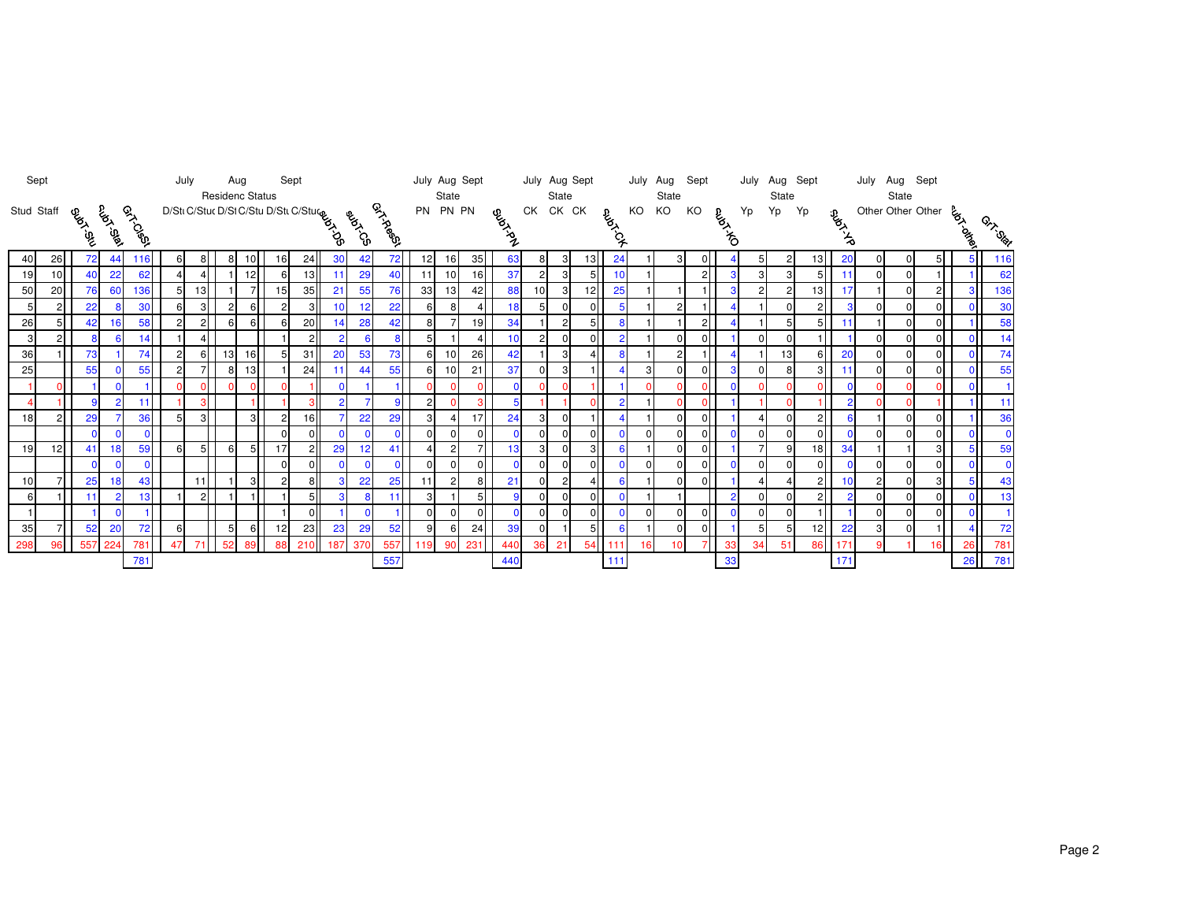| Sept Stud | Sept Staff | SubT-Stu | SubT-Staf | GrT-ClsSt | July D/Stu | July C/Stu | Aug D/St | Aug C/Stu | Sept D/Stu | Sept C/Stu | subT-DS | subT-CS | GrT-ResSt | July State PN | Aug State PN | Sept State PN | SubT-PN | July State CK | Aug State CK | Sept State CK | SubT-CK | July State KO | Aug State KO | Sept State KO | SubT-KO | July State Yp | Aug State Yp | Sept State Yp | SubT-YP | July State Other | Aug State Other | Sept State Other | SubT-other | GrT-Stat |
|---|---|---|---|---|---|---|---|---|---|---|---|---|---|---|---|---|---|---|---|---|---|---|---|---|---|---|---|---|---|---|---|---|---|---|
| 40 | 26 | 72 | 44 | 116 | 6 | 8 | 8 | 10 | 16 | 24 | 30 | 42 | 72 | 12 | 16 | 35 | 63 | 8 | 3 | 13 | 24 | 1 | 3 | 0 | 4 | 5 | 2 | 13 | 20 | 0 | 0 | 5 | 5 | 116 |
| 19 | 10 | 40 | 22 | 62 | 4 | 4 | 1 | 12 | 6 | 13 | 11 | 29 | 40 | 11 | 10 | 16 | 37 | 2 | 3 | 5 | 10 | 1 | | 2 | 3 | 3 | 3 | 5 | 11 | 0 | 0 | 1 | 1 | 62 |
| 50 | 20 | 76 | 60 | 136 | 5 | 13 | 1 | 7 | 15 | 35 | 21 | 55 | 76 | 33 | 13 | 42 | 88 | 10 | 3 | 12 | 25 | 1 | 1 | 1 | 3 | 2 | 2 | 13 | 17 | 1 | 0 | 2 | 3 | 136 |
| 5 | 2 | 22 | 8 | 30 | 6 | 3 | 2 | 6 | 2 | 3 | 10 | 12 | 22 | 6 | 8 | 4 | 18 | 5 | 0 | 0 | 5 | 1 | 2 | 1 | 4 | 1 | 0 | 2 | 3 | 0 | 0 | 0 | 0 | 30 |
| 26 | 5 | 42 | 16 | 58 | 2 | 2 | 6 | 6 | 6 | 20 | 14 | 28 | 42 | 8 | 7 | 19 | 34 | 1 | 2 | 5 | 8 | 1 | 1 | 2 | 4 | 1 | 5 | 5 | 11 | 1 | 0 | 0 | 1 | 58 |
| 3 | 2 | 8 | 6 | 14 | 1 | 4 | | | 1 | 2 | 2 | 6 | 8 | 5 | 1 | 4 | 10 | 2 | 0 | 0 | 2 | 1 | 0 | 0 | 1 | 0 | 0 | 1 | 1 | 1 | 0 | 0 | 0 | 14 |
| 36 | 1 | 73 | 1 | 74 | 2 | 6 | 13 | 16 | 5 | 31 | 20 | 53 | 73 | 6 | 10 | 26 | 42 | 1 | 3 | 4 | 8 | 1 | 2 | 1 | 4 | 1 | 13 | 6 | 20 | 0 | 0 | 0 | 0 | 74 |
| 25 | | 55 | 0 | 55 | 2 | 7 | 8 | 13 | 1 | 24 | 11 | 44 | 55 | 6 | 10 | 21 | 37 | 0 | 3 | 1 | 4 | 3 | 0 | 0 | 3 | 0 | 8 | 3 | 11 | 0 | 0 | 0 | 0 | 55 |
| 1 | 0 | 1 | 0 | 1 | 0 | 0 | 0 | 0 | 0 | 1 | 0 | 1 | 1 | 0 | 0 | 0 | 0 | 0 | 0 | 1 | 1 | 0 | 0 | 0 | 0 | 0 | 0 | 0 | 0 | 0 | 0 | 0 | 0 | 1 |
| 4 | 1 | 9 | 2 | 11 | 1 | 3 | | 1 | 1 | 3 | 2 | 7 | 9 | 2 | 0 | 3 | 5 | 1 | 1 | 0 | 2 | 1 | 0 | 0 | 1 | 1 | 0 | 1 | 2 | 0 | 0 | 1 | 1 | 11 |
| 18 | 2 | 29 | 7 | 36 | 5 | 3 | | 3 | 2 | 16 | 7 | 22 | 29 | 3 | 4 | 17 | 24 | 3 | 0 | 1 | 4 | 1 | 0 | 0 | 1 | 4 | 0 | 2 | 6 | 1 | 0 | 0 | 1 | 36 |
| | | 0 | 0 | 0 | | | | | 0 | 0 | 0 | 0 | 0 | 0 | 0 | 0 | 0 | 0 | 0 | 0 | 0 | 0 | 0 | 0 | 0 | 0 | 0 | 0 | 0 | 0 | 0 | 0 | 0 | 0 |
| 19 | 12 | 41 | 18 | 59 | 6 | 5 | 6 | 5 | 17 | 2 | 29 | 12 | 41 | 4 | 2 | 7 | 13 | 3 | 0 | 3 | 6 | 1 | 0 | 0 | 1 | 7 | 9 | 18 | 34 | 1 | 1 | 3 | 5 | 59 |
| | | 0 | 0 | 0 | | | | | 0 | 0 | 0 | 0 | 0 | 0 | 0 | 0 | 0 | 0 | 0 | 0 | 0 | 0 | 0 | 0 | 0 | 0 | 0 | 0 | 0 | 0 | 0 | 0 | 0 | 0 |
| 10 | 7 | 25 | 18 | 43 | | 11 | 1 | 3 | 2 | 8 | 3 | 22 | 25 | 11 | 2 | 8 | 21 | 0 | 2 | 4 | 6 | 1 | 0 | 0 | 1 | 4 | 4 | 2 | 10 | 2 | 0 | 3 | 5 | 43 |
| 6 | 1 | 11 | 2 | 13 | 1 | 2 | 1 | 1 | 1 | 5 | 3 | 8 | 11 | 3 | 1 | 5 | 9 | 0 | 0 | 0 | 0 | 1 | 1 | | 2 | 0 | 0 | 2 | 2 | 0 | 0 | 0 | 0 | 13 |
| 1 | | 1 | 0 | 1 | | | | | 1 | 0 | 1 | 0 | 1 | 0 | 0 | 0 | 0 | 0 | 0 | 0 | 0 | 0 | 0 | 0 | 0 | 0 | 0 | 1 | 1 | 0 | 0 | 0 | 0 | 1 |
| 35 | 7 | 52 | 20 | 72 | 6 | | 5 | 6 | 12 | 23 | 23 | 29 | 52 | 9 | 6 | 24 | 39 | 0 | 1 | 5 | 6 | 1 | 0 | 0 | 1 | 5 | 5 | 12 | 22 | 3 | 0 | 1 | 4 | 72 |
| 298 | 96 | 557 | 224 | 781 | 47 | 71 | 52 | 89 | 88 | 210 | 187 | 370 | 557 | 119 | 90 | 231 | 440 | 36 | 21 | 54 | 111 | 16 | 10 | 7 | 33 | 34 | 51 | 86 | 171 | 9 | 1 | 16 | 26 | 781 |
| | | | | 781 | | | | | | | | | 557 | | | | 440 | | | | 111 | | | | 33 | | | | 171 | | | | 26 | 781 |